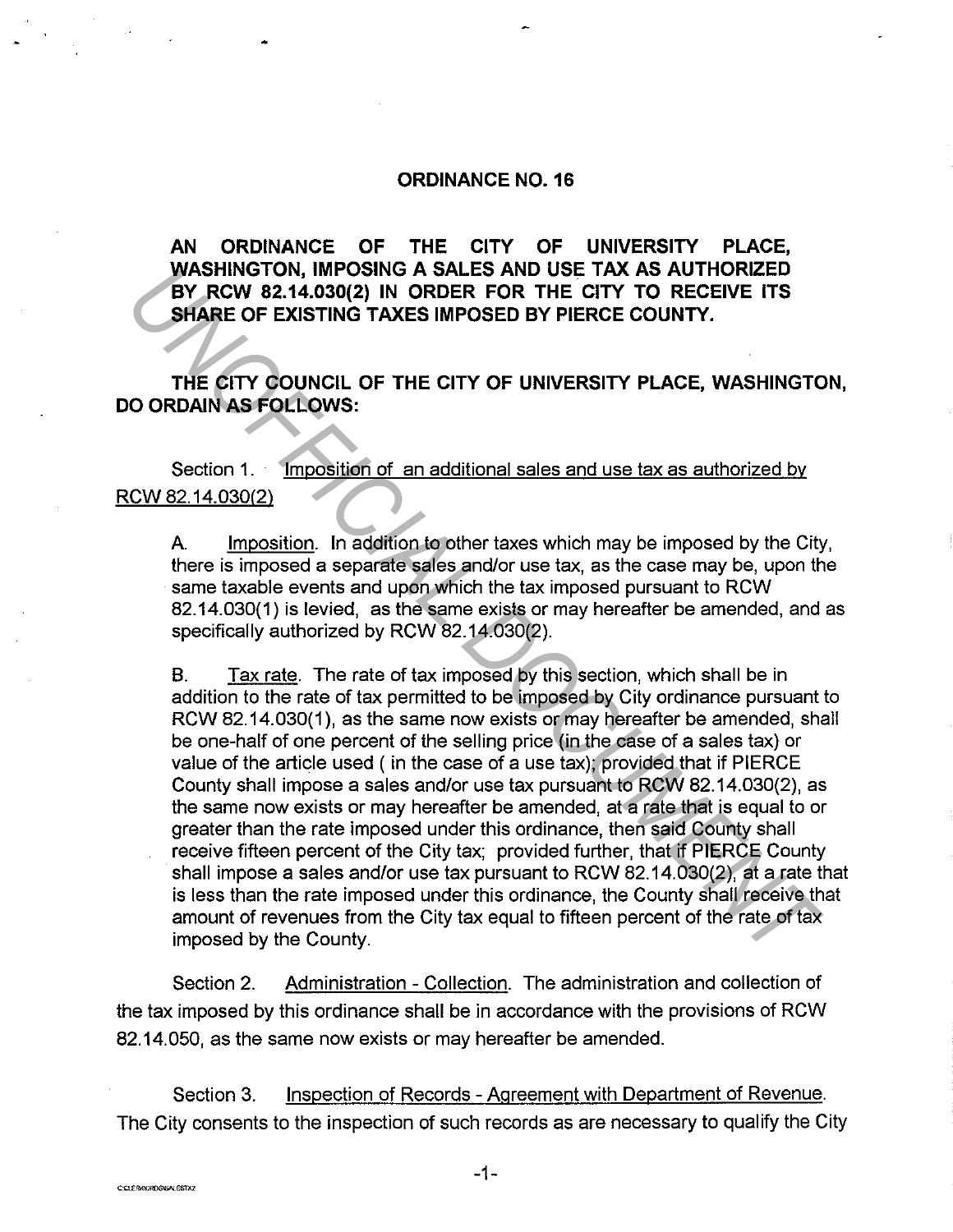# ORDINANCE NO. 16

**AN ORDINANCE OF THE CITY OF UNIVERSITY PLACE, WASHINGTON, IMPOSING A SALES AND USE TAX AS AUTHORIZED BY RCW 82.14.030(2) IN ORDER FOR THE CITY TO RECEIVE ITS SHARE OF EXISTING TAXES IMPOSED BY PIERCE COUNTY.**

**THE CITY COUNCIL OF THE CITY OF UNIVERSITY PLACE, WASHINGTON, DO ORDAIN AS FOLLOWS:**

Section 1. Imposition of an additional sales and use tax as authorized by RCW 82.14.030(2)

A. Imposition. In addition to other taxes which may be imposed by the City, there is imposed a separate sales and/or use tax, as the case may be, upon the same taxable events and upon which the tax imposed pursuant to RCW 82.14.030(1) is levied, as the same exists or may hereafter be amended, and as specifically authorized by RCW 82.14.030(2).

B. Tax rate. The rate of tax imposed by this section, which shall be in addition to the rate of tax permitted to be imposed by City ordinance pursuant to RCW 82.14.030(1), as the same now exists or may hereafter be amended, shall be one-half of one percent of the selling price (in the case of a sales tax) or value of the article used ( in the case of a use tax); provided that if PIERCE County shall impose a sales and/or use tax pursuant to RCW 82.14.030(2), as the same now exists or may hereafter be amended, at a rate that is equal to or greater than the rate imposed under this ordinance, then said County shall receive fifteen percent of the City tax; provided further, that if PIERCE County shall impose a sales and/or use tax pursuant to RCW 82.14.030(2), at a rate that is less than the rate imposed under this ordinance, the County shall receive that amount of revenues from the City tax equal to fifteen percent of the rate of tax imposed by the County.

Section 2. Administration - Collection. The administration and collection of the tax imposed by this ordinance shall be in accordance with the provisions of RCW 82.14.050, as the same now exists or may hereafter be amended.

Section 3. Inspection of Records - Agreement with Department of Revenue. The City consents to the inspection of such records as are necessary to qualify the City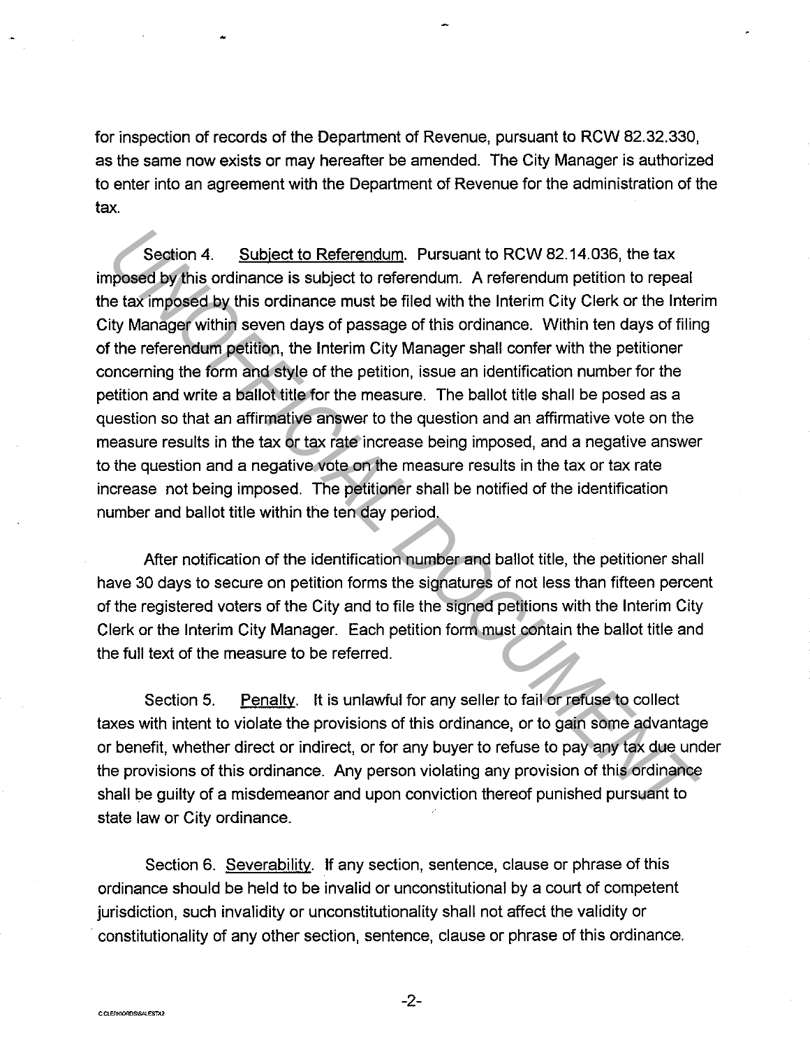for inspection of records of the Department of Revenue, pursuant to RCW 82.32.330, as the same now exists or may hereafter be amended. The City Manager is authorized to enter into an agreement with the Department of Revenue for the administration of the tax.

Section 4. Subject to Referendum. Pursuant to RCW 82.14.036, the tax imposed by this ordinance is subject to referendum. A referendum petition to repeal the tax imposed by this ordinance must be filed with the Interim City Clerk or the Interim City Manager within seven days of passage of this ordinance. Within ten days of filing of the referendum petition, the Interim City Manager shall confer with the petitioner concerning the form and style of the petition, issue an identification number for the petition and write a ballot title for the measure. The ballot title shall be posed as a question so that an affirmative answer to the question and an affirmative vote on the measure results in the tax or tax rate increase being imposed, and a negative answer to the question and a negative vote on the measure results in the tax or tax rate increase not being imposed. The petitioner shall be notified of the identification number and ballot title within the ten day period.

After notification of the identification number and ballot title, the petitioner shall have 30 days to secure on petition forms the signatures of not less than fifteen percent of the registered voters of the City and to file the signed petitions with the Interim City Clerk or the Interim City Manager. Each petition form must contain the ballot title and the full text of the measure to be referred.

Section 5. Penalty. It is unlawful for any seller to fail or refuse to collect taxes with intent to violate the provisions of this ordinance, or to gain some advantage or benefit, whether direct or indirect, or for any buyer to refuse to pay any tax due under the provisions of this ordinance. Any person violating any provision of this ordinance shall be guilty of a misdemeanor and upon conviction thereof punished pursuant to state law or City ordinance.

Section 6. Severability. If any section, sentence, clause or phrase of this ordinance should be held to be invalid or unconstitutional by a court of competent jurisdiction, such invalidity or unconstitutionality shall not affect the validity or constitutionality of any other section, sentence, clause or phrase of this ordinance.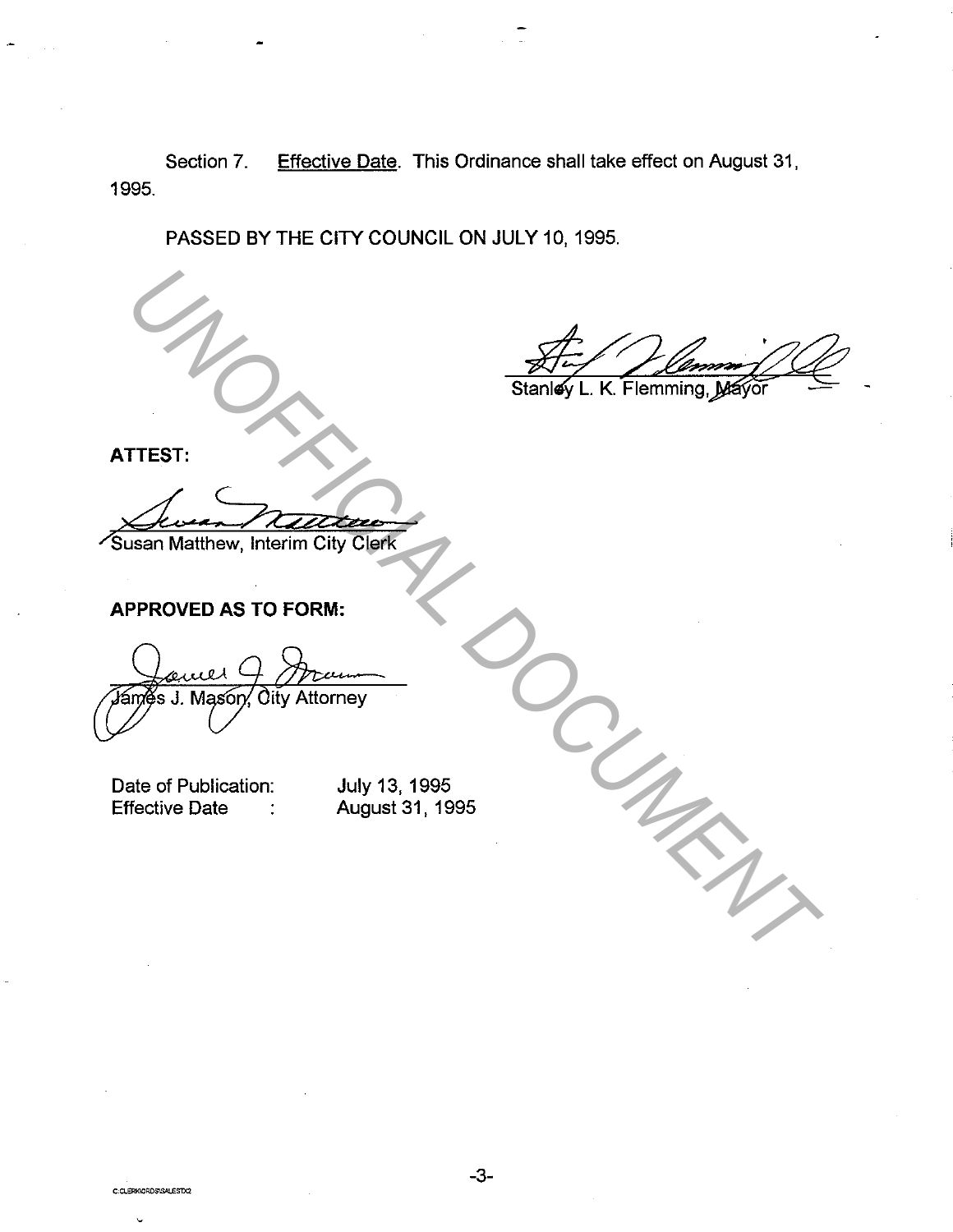Section 7. Effective Date. This Ordinance shall take effect on August 31, 1995.

PASSED BY THE CITY COUNCIL ON JULY 10, 1995.

UNOFFICIAL DOCUMENT

Stanley L. K. Flemming, Mayor

**ATTEST:**

Susan Matthew, Interim City Clerk

**APPROVED AS TO FORM:**

James J. Mason, City Attorney

Date of Publication: July 13, 1995
Effective Date : August 31, 1995

C:CLERK\ORDS\SALESTX2